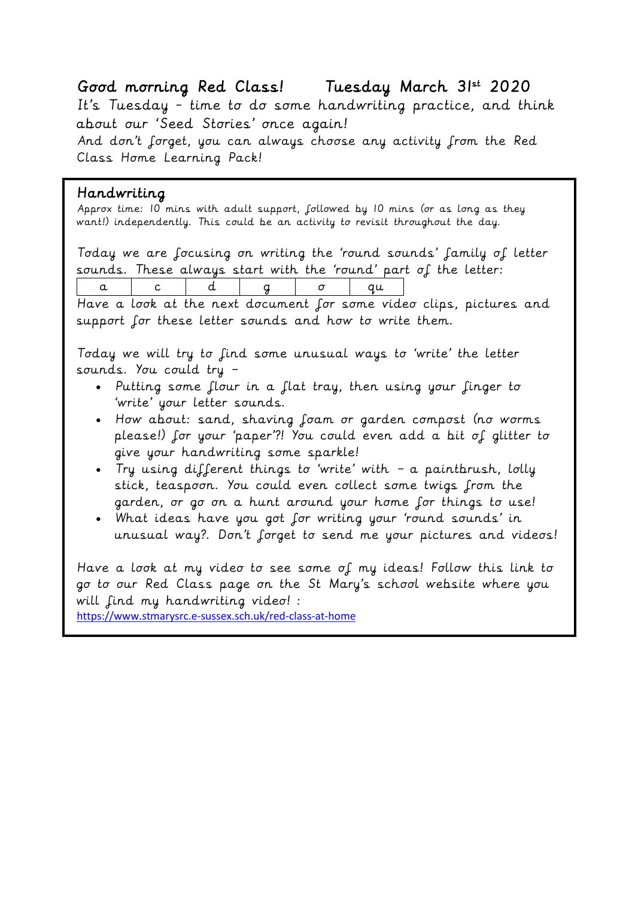# Good morning Red Class!   Tuesday March 31st 2020

It's Tuesday - time to do some handwriting practice, and think about our 'Seed Stories' once again!
And don't forget, you can always choose any activity from the Red Class Home Learning Pack!

## Handwriting

Approx time: 10 mins with adult support, followed by 10 mins (or as long as they want!) independently. This could be an activity to revisit throughout the day.

Today we are focusing on writing the 'round sounds' family of letter sounds. These always start with the 'round' part of the letter:

| a | c | d | g | o | qu |
|---|---|---|---|---|---|

Have a look at the next document for some video clips, pictures and support for these letter sounds and how to write them.

Today we will try to find some unusual ways to 'write' the letter sounds. You could try –

- Putting some flour in a flat tray, then using your finger to 'write' your letter sounds.
- How about: sand, shaving foam or garden compost (no worms please!) for your 'paper'?! You could even add a bit of glitter to give your handwriting some sparkle!
- Try using different things to 'write' with – a paintbrush, lolly stick, teaspoon. You could even collect some twigs from the garden, or go on a hunt around your home for things to use!
- What ideas have you got for writing your 'round sounds' in unusual way?. Don't forget to send me your pictures and videos!

Have a look at my video to see some of my ideas! Follow this link to go to our Red Class page on the St Mary's school website where you will find my handwriting video! :
https://www.stmarysrc.e-sussex.sch.uk/red-class-at-home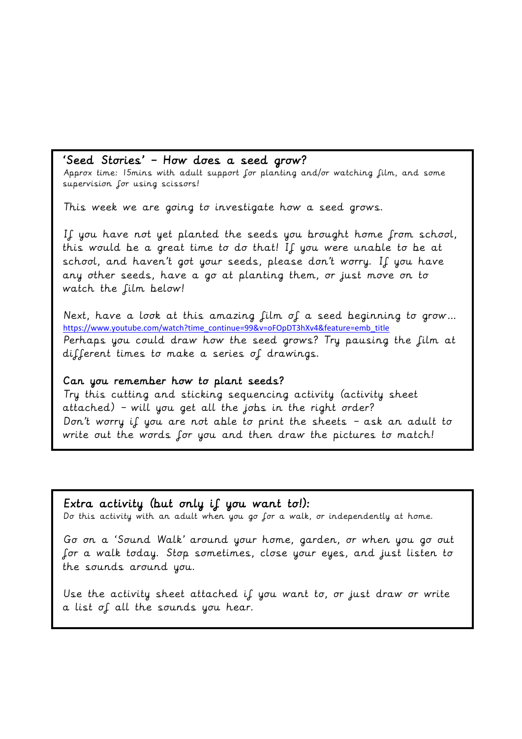## 'Seed Stories' – How does a seed grow?

*Approx time: 15mins with adult support for planting and/or watching film, and some supervision for using scissors!*

This week we are going to investigate how a seed grows.

If you have not yet planted the seeds you brought home from school, this would be a great time to do that! If you were unable to be at school, and haven't got your seeds, please don't worry. If you have any other seeds, have a go at planting them, or just move on to watch the film below!

Next, have a look at this amazing film of a seed beginning to grow…
https://www.youtube.com/watch?time_continue=99&v=oFOpDT3hXv4&feature=emb_title
Perhaps you could draw how the seed grows? Try pausing the film at different times to make a series of drawings.

### Can you remember how to plant seeds?

Try this cutting and sticking sequencing activity (activity sheet attached) – will you get all the jobs in the right order?
Don't worry if you are not able to print the sheets – ask an adult to write out the words for you and then draw the pictures to match!

## Extra activity (but only if you want to!):

*Do this activity with an adult when you go for a walk, or independently at home.*

Go on a 'Sound Walk' around your home, garden, or when you go out for a walk today. Stop sometimes, close your eyes, and just listen to the sounds around you.

Use the activity sheet attached if you want to, or just draw or write a list of all the sounds you hear.